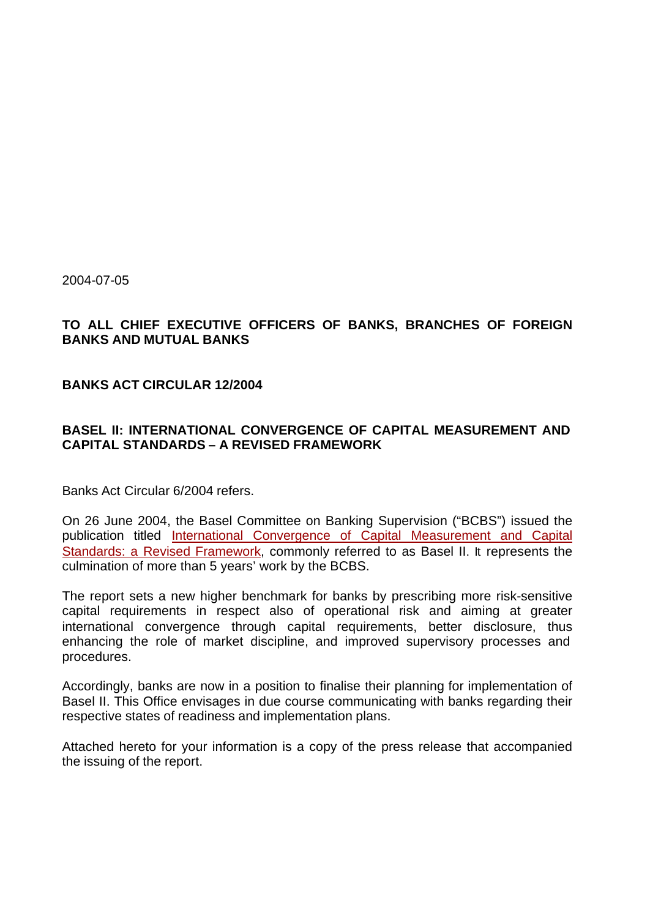2004-07-05

**TO ALL CHIEF EXECUTIVE OFFICERS OF BANKS, BRANCHES OF FOREIGN BANKS AND MUTUAL BANKS**

**BANKS ACT CIRCULAR 12/2004**

**BASEL II: INTERNATIONAL CONVERGENCE OF CAPITAL MEASUREMENT AND CAPITAL STANDARDS – A REVISED FRAMEWORK**

Banks Act Circular 6/2004 refers.

On 26 June 2004, the Basel Committee on Banking Supervision ("BCBS") issued the publication titled International Convergence of Capital Measurement and Capital Standards: a Revised Framework, commonly referred to as Basel II. It represents the culmination of more than 5 years' work by the BCBS.

The report sets a new higher benchmark for banks by prescribing more risk-sensitive capital requirements in respect also of operational risk and aiming at greater international convergence through capital requirements, better disclosure, thus enhancing the role of market discipline, and improved supervisory processes and procedures.

Accordingly, banks are now in a position to finalise their planning for implementation of Basel II. This Office envisages in due course communicating with banks regarding their respective states of readiness and implementation plans.

Attached hereto for your information is a copy of the press release that accompanied the issuing of the report.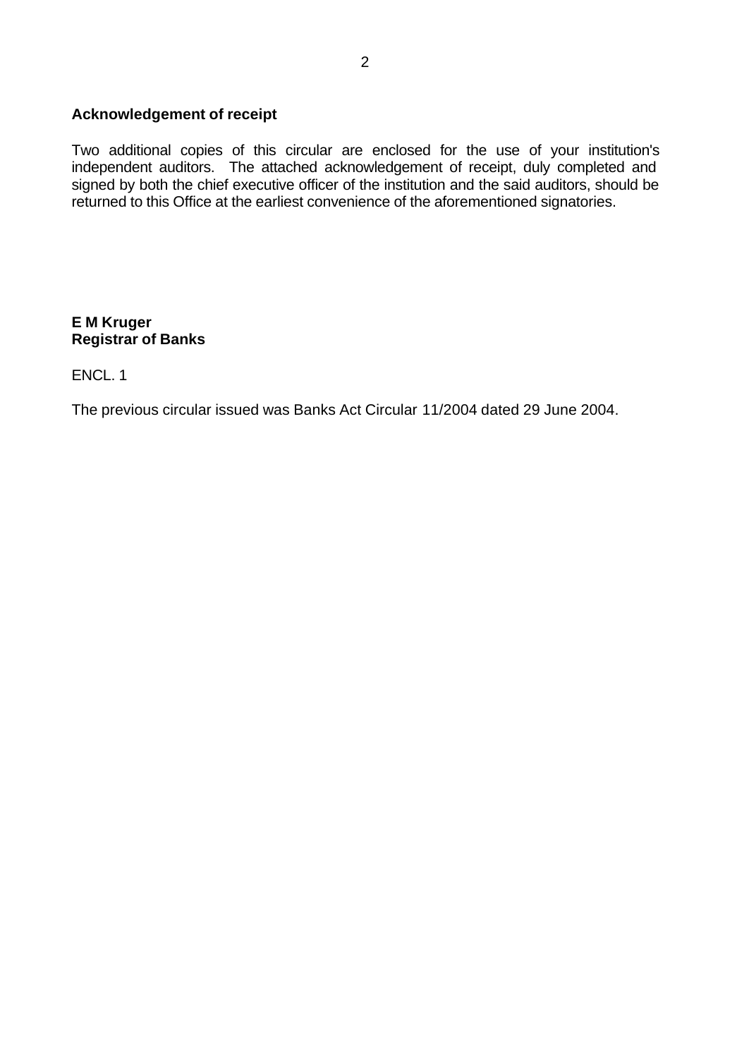**Acknowledgement of receipt**

Two additional copies of this circular are enclosed for the use of your institution's independent auditors. The attached acknowledgement of receipt, duly completed and signed by both the chief executive officer of the institution and the said auditors, should be returned to this Office at the earliest convenience of the aforementioned signatories.

**E M Kruger**
**Registrar of Banks**

ENCL. 1

The previous circular issued was Banks Act Circular 11/2004 dated 29 June 2004.